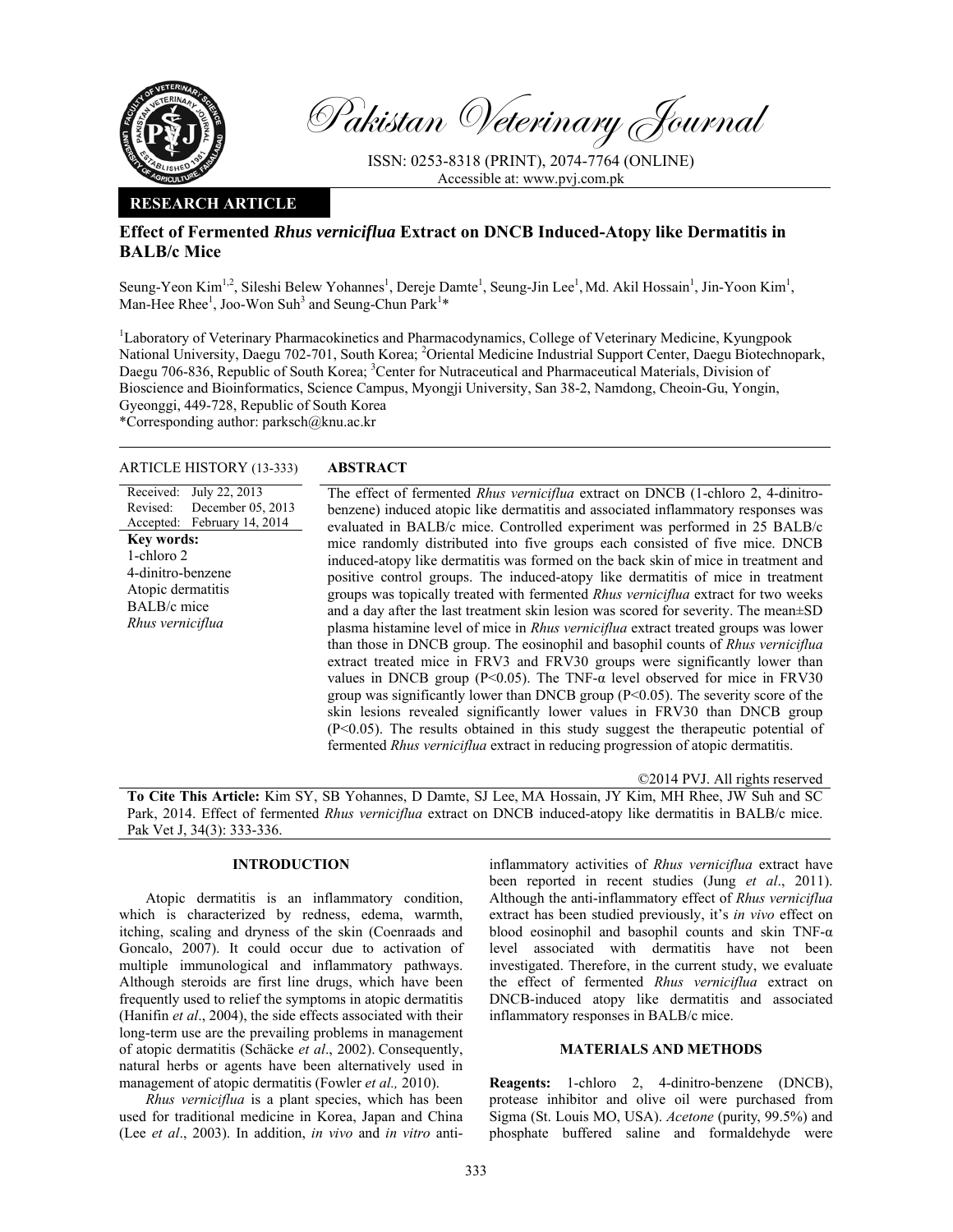Pakistan Veterinary Journal

ISSN: 0253-8318 (PRINT), 2074-7764 (ONLINE)
Accessible at: www.pvj.com.pk

**RESEARCH ARTICLE**

# Effect of Fermented *Rhus verniciflua* Extract on DNCB Induced-Atopy like Dermatitis in BALB/c Mice

Seung-Yeon Kim[1,2], Sileshi Belew Yohannes[1], Dereje Damte[1], Seung-Jin Lee[1], Md. Akil Hossain[1], Jin-Yoon Kim[1], Man-Hee Rhee[1], Joo-Won Suh[3] and Seung-Chun Park[1]*

[1]Laboratory of Veterinary Pharmacokinetics and Pharmacodynamics, College of Veterinary Medicine, Kyungpook National University, Daegu 702-701, South Korea; [2]Oriental Medicine Industrial Support Center, Daegu Biotechnopark, Daegu 706-836, Republic of South Korea; [3]Center for Nutraceutical and Pharmaceutical Materials, Division of Bioscience and Bioinformatics, Science Campus, Myongji University, San 38-2, Namdong, Cheoin-Gu, Yongin, Gyeonggi, 449-728, Republic of South Korea

*Corresponding author: parksch@knu.ac.kr

**ARTICLE HISTORY (13-333)**

Received: July 22, 2013
Revised: December 05, 2013
Accepted: February 14, 2014

**Key words:**
1-chloro 2
4-dinitro-benzene
Atopic dermatitis
BALB/c mice
*Rhus verniciflua*

**ABSTRACT**

The effect of fermented *Rhus verniciflua* extract on DNCB (1-chloro 2, 4-dinitro-benzene) induced atopic like dermatitis and associated inflammatory responses was evaluated in BALB/c mice. Controlled experiment was performed in 25 BALB/c mice randomly distributed into five groups each consisted of five mice. DNCB induced-atopy like dermatitis was formed on the back skin of mice in treatment and positive control groups. The induced-atopy like dermatitis of mice in treatment groups was topically treated with fermented *Rhus verniciflua* extract for two weeks and a day after the last treatment skin lesion was scored for severity. The mean±SD plasma histamine level of mice in *Rhus verniciflua* extract treated groups was lower than those in DNCB group. The eosinophil and basophil counts of *Rhus verniciflua* extract treated mice in FRV3 and FRV30 groups were significantly lower than values in DNCB group ($P<0.05$). The TNF-α level observed for mice in FRV30 group was significantly lower than DNCB group ($P<0.05$). The severity score of the skin lesions revealed significantly lower values in FRV30 than DNCB group ($P<0.05$). The results obtained in this study suggest the therapeutic potential of fermented *Rhus verniciflua* extract in reducing progression of atopic dermatitis.

©2014 PVJ. All rights reserved

**To Cite This Article:** Kim SY, SB Yohannes, D Damte, SJ Lee, MA Hossain, JY Kim, MH Rhee, JW Suh and SC Park, 2014. Effect of fermented *Rhus verniciflua* extract on DNCB induced-atopy like dermatitis in BALB/c mice. Pak Vet J, 34(3): 333-336.

## INTRODUCTION

Atopic dermatitis is an inflammatory condition, which is characterized by redness, edema, warmth, itching, scaling and dryness of the skin (Coenraads and Goncalo, 2007). It could occur due to activation of multiple immunological and inflammatory pathways. Although steroids are first line drugs, which have been frequently used to relief the symptoms in atopic dermatitis (Hanifin *et al*., 2004), the side effects associated with their long-term use are the prevailing problems in management of atopic dermatitis (Schäcke *et al*., 2002). Consequently, natural herbs or agents have been alternatively used in management of atopic dermatitis (Fowler *et al.,* 2010).

*Rhus verniciflua* is a plant species, which has been used for traditional medicine in Korea, Japan and China (Lee *et al*., 2003). In addition, *in vivo* and *in vitro* anti-inflammatory activities of *Rhus verniciflua* extract have been reported in recent studies (Jung *et al*., 2011). Although the anti-inflammatory effect of *Rhus verniciflua* extract has been studied previously, it's *in vivo* effect on blood eosinophil and basophil counts and skin TNF-α level associated with dermatitis have not been investigated. Therefore, in the current study, we evaluate the effect of fermented *Rhus verniciflua* extract on DNCB-induced atopy like dermatitis and associated inflammatory responses in BALB/c mice.

## MATERIALS AND METHODS

**Reagents:** 1-chloro 2, 4-dinitro-benzene (DNCB), protease inhibitor and olive oil were purchased from Sigma (St. Louis MO, USA). *Acetone* (purity, 99.5%) and phosphate buffered saline and formaldehyde were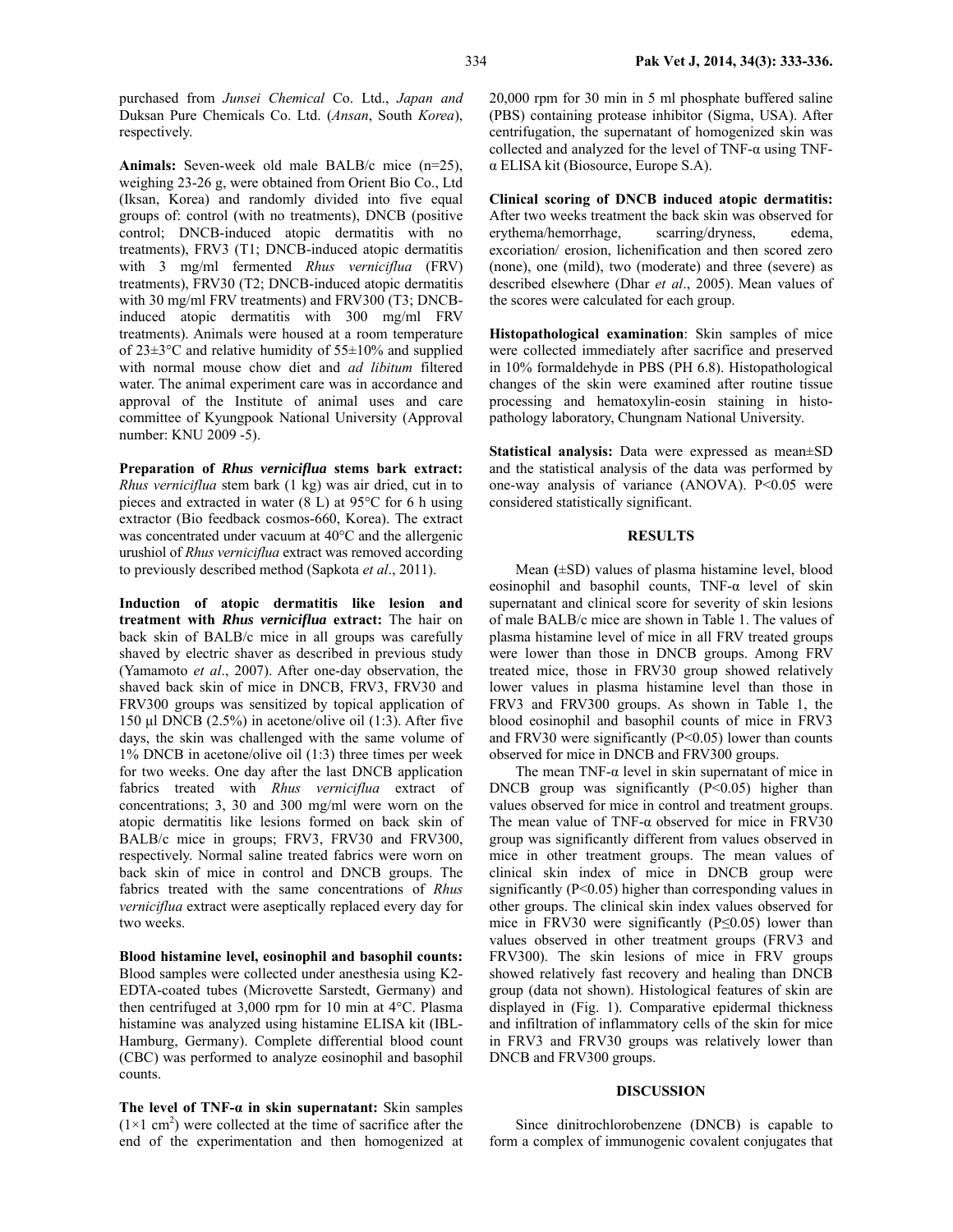purchased from *Junsei Chemical* Co. Ltd., *Japan and* Duksan Pure Chemicals Co. Ltd. (*Ansan*, South *Korea*), respectively.

**Animals:** Seven-week old male BALB/c mice (n=25), weighing 23-26 g, were obtained from Orient Bio Co., Ltd (Iksan, Korea) and randomly divided into five equal groups of: control (with no treatments), DNCB (positive control; DNCB-induced atopic dermatitis with no treatments), FRV3 (T1; DNCB-induced atopic dermatitis with 3 mg/ml fermented *Rhus verniciflua* (FRV) treatments), FRV30 (T2; DNCB-induced atopic dermatitis with 30 mg/ml FRV treatments) and FRV300 (T3; DNCB-induced atopic dermatitis with 300 mg/ml FRV treatments). Animals were housed at a room temperature of 23±3°C and relative humidity of 55±10% and supplied with normal mouse chow diet and *ad libitum* filtered water. The animal experiment care was in accordance and approval of the Institute of animal uses and care committee of Kyungpook National University (Approval number: KNU 2009 -5).

**Preparation of *Rhus verniciflua* stems bark extract:** *Rhus verniciflua* stem bark (1 kg) was air dried, cut in to pieces and extracted in water (8 L) at 95°C for 6 h using extractor (Bio feedback cosmos-660, Korea). The extract was concentrated under vacuum at 40°C and the allergenic urushiol of *Rhus verniciflua* extract was removed according to previously described method (Sapkota *et al*., 2011).

**Induction of atopic dermatitis like lesion and treatment with *Rhus verniciflua* extract:** The hair on back skin of BALB/c mice in all groups was carefully shaved by electric shaver as described in previous study (Yamamoto *et al*., 2007). After one-day observation, the shaved back skin of mice in DNCB, FRV3, FRV30 and FRV300 groups was sensitized by topical application of 150 µl DNCB (2.5%) in acetone/olive oil (1:3). After five days, the skin was challenged with the same volume of 1% DNCB in acetone/olive oil (1:3) three times per week for two weeks. One day after the last DNCB application fabrics treated with *Rhus verniciflua* extract of concentrations; 3, 30 and 300 mg/ml were worn on the atopic dermatitis like lesions formed on back skin of BALB/c mice in groups; FRV3, FRV30 and FRV300, respectively. Normal saline treated fabrics were worn on back skin of mice in control and DNCB groups. The fabrics treated with the same concentrations of *Rhus verniciflua* extract were aseptically replaced every day for two weeks.

**Blood histamine level, eosinophil and basophil counts:** Blood samples were collected under anesthesia using K2-EDTA-coated tubes (Microvette Sarstedt, Germany) and then centrifuged at 3,000 rpm for 10 min at 4°C. Plasma histamine was analyzed using histamine ELISA kit (IBL-Hamburg, Germany). Complete differential blood count (CBC) was performed to analyze eosinophil and basophil counts.

**The level of TNF-α in skin supernatant:** Skin samples ($1\times1$ cm$^2$) were collected at the time of sacrifice after the end of the experimentation and then homogenized at 20,000 rpm for 30 min in 5 ml phosphate buffered saline (PBS) containing protease inhibitor (Sigma, USA). After centrifugation, the supernatant of homogenized skin was collected and analyzed for the level of TNF-α using TNF-α ELISA kit (Biosource, Europe S.A).

**Clinical scoring of DNCB induced atopic dermatitis:** After two weeks treatment the back skin was observed for erythema/hemorrhage, scarring/dryness, edema, excoriation/ erosion, lichenification and then scored zero (none), one (mild), two (moderate) and three (severe) as described elsewhere (Dhar *et al*., 2005). Mean values of the scores were calculated for each group.

**Histopathological examination**: Skin samples of mice were collected immediately after sacrifice and preserved in 10% formaldehyde in PBS (PH 6.8). Histopathological changes of the skin were examined after routine tissue processing and hematoxylin-eosin staining in histopathology laboratory, Chungnam National University.

**Statistical analysis:** Data were expressed as mean±SD and the statistical analysis of the data was performed by one-way analysis of variance (ANOVA). P<0.05 were considered statistically significant.

## RESULTS

Mean (±SD) values of plasma histamine level, blood eosinophil and basophil counts, TNF-α level of skin supernatant and clinical score for severity of skin lesions of male BALB/c mice are shown in Table 1. The values of plasma histamine level of mice in all FRV treated groups were lower than those in DNCB groups. Among FRV treated mice, those in FRV30 group showed relatively lower values in plasma histamine level than those in FRV3 and FRV300 groups. As shown in Table 1, the blood eosinophil and basophil counts of mice in FRV3 and FRV30 were significantly (P<0.05) lower than counts observed for mice in DNCB and FRV300 groups.

The mean TNF-α level in skin supernatant of mice in DNCB group was significantly (P<0.05) higher than values observed for mice in control and treatment groups. The mean value of TNF-α observed for mice in FRV30 group was significantly different from values observed in mice in other treatment groups. The mean values of clinical skin index of mice in DNCB group were significantly (P<0.05) higher than corresponding values in other groups. The clinical skin index values observed for mice in FRV30 were significantly (P≤0.05) lower than values observed in other treatment groups (FRV3 and FRV300). The skin lesions of mice in FRV groups showed relatively fast recovery and healing than DNCB group (data not shown). Histological features of skin are displayed in (Fig. 1). Comparative epidermal thickness and infiltration of inflammatory cells of the skin for mice in FRV3 and FRV30 groups was relatively lower than DNCB and FRV300 groups.

## DISCUSSION

Since dinitrochlorobenzene (DNCB) is capable to form a complex of immunogenic covalent conjugates that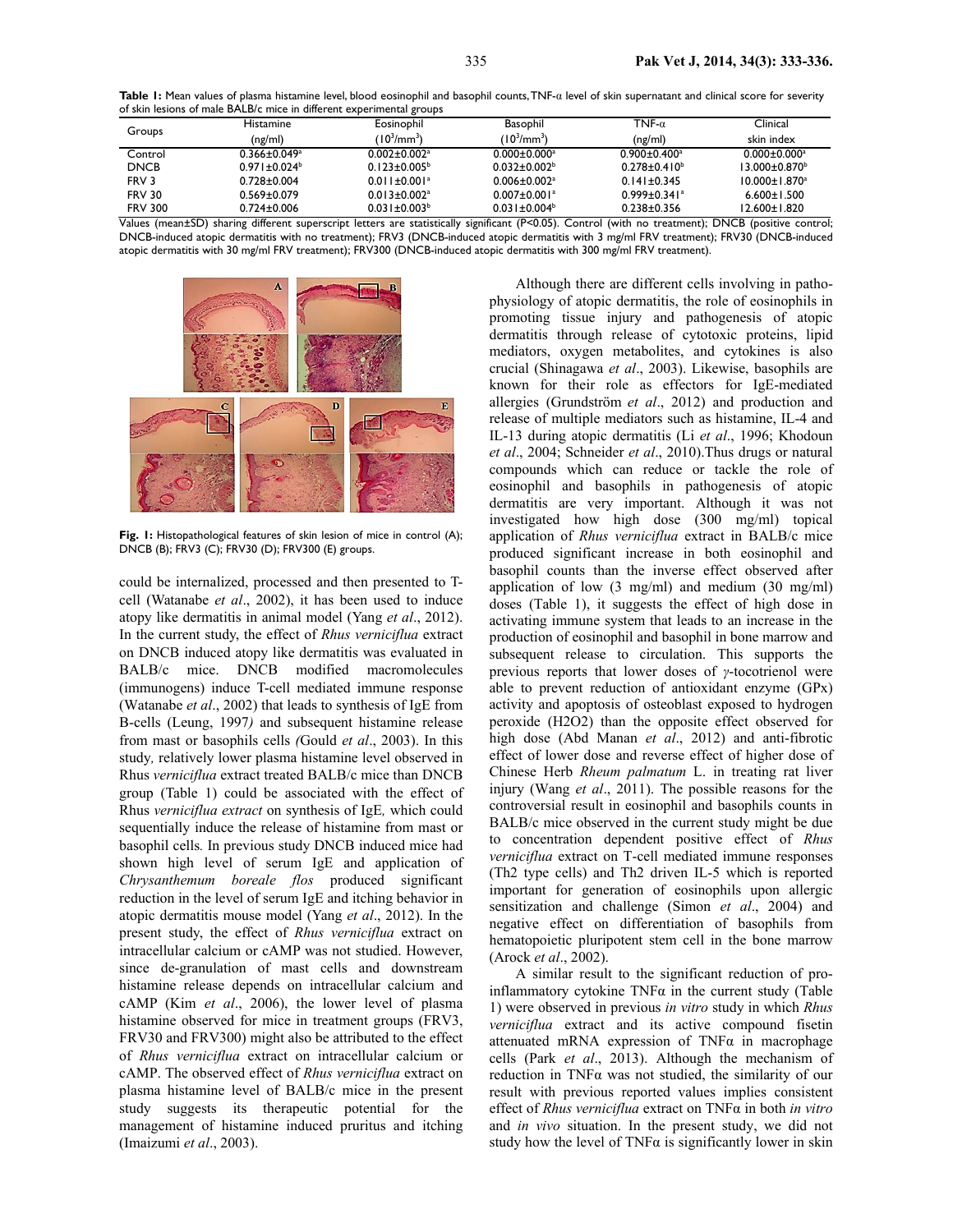**Table 1:** Mean values of plasma histamine level, blood eosinophil and basophil counts, TNF-α level of skin supernatant and clinical score for severity of skin lesions of male BALB/c mice in different experimental groups

| Groups | Histamine (ng/ml) | Eosinophil ($10^3$/mm$^3$) | Basophil ($10^3$/mm$^3$) | TNF-α (ng/ml) | Clinical skin index |
|---|---|---|---|---|---|
| Control | 0.366±0.049[a] | 0.002±0.002[a] | 0.000±0.000[a] | 0.900±0.400[a] | 0.000±0.000[a] |
| DNCB | 0.971±0.024[b] | 0.123±0.005[b] | 0.032±0.002[b] | 0.278±0.410[b] | 13.000±0.870[b] |
| FRV 3 | 0.728±0.004 | 0.011±0.001[a] | 0.006±0.002[a] | 0.141±0.345 | 10.000±1.870[a] |
| FRV 30 | 0.569±0.079 | 0.013±0.002[a] | 0.007±0.001[a] | 0.999±0.341[a] | 6.600±1.500 |
| FRV 300 | 0.724±0.006 | 0.031±0.003[b] | 0.031±0.004[b] | 0.238±0.356 | 12.600±1.820 |

Values (mean±SD) sharing different superscript letters are statistically significant (P<0.05). Control (with no treatment); DNCB (positive control; DNCB-induced atopic dermatitis with no treatment); FRV3 (DNCB-induced atopic dermatitis with 3 mg/ml FRV treatment); FRV30 (DNCB-induced atopic dermatitis with 30 mg/ml FRV treatment); FRV300 (DNCB-induced atopic dermatitis with 300 mg/ml FRV treatment).

**Fig. 1:** Histopathological features of skin lesion of mice in control (A); DNCB (B); FRV3 (C); FRV30 (D); FRV300 (E) groups.

could be internalized, processed and then presented to T-cell (Watanabe *et al*., 2002), it has been used to induce atopy like dermatitis in animal model (Yang *et al*., 2012). In the current study, the effect of *Rhus verniciflua* extract on DNCB induced atopy like dermatitis was evaluated in BALB/c mice. DNCB modified macromolecules (immunogens) induce T-cell mediated immune response (Watanabe *et al*., 2002) that leads to synthesis of IgE from B-cells (Leung, 1997) and subsequent histamine release from mast or basophils cells (Gould *et al*., 2003). In this study, relatively lower plasma histamine level observed in Rhus *verniciflua* extract treated BALB/c mice than DNCB group (Table 1) could be associated with the effect of Rhus *verniciflua extract* on synthesis of IgE, which could sequentially induce the release of histamine from mast or basophil cells. In previous study DNCB induced mice had shown high level of serum IgE and application of *Chrysanthemum boreale flos* produced significant reduction in the level of serum IgE and itching behavior in atopic dermatitis mouse model (Yang *et al*., 2012). In the present study, the effect of *Rhus verniciflua* extract on intracellular calcium or cAMP was not studied. However, since de-granulation of mast cells and downstream histamine release depends on intracellular calcium and cAMP (Kim *et al*., 2006), the lower level of plasma histamine observed for mice in treatment groups (FRV3, FRV30 and FRV300) might also be attributed to the effect of *Rhus verniciflua* extract on intracellular calcium or cAMP. The observed effect of *Rhus verniciflua* extract on plasma histamine level of BALB/c mice in the present study suggests its therapeutic potential for the management of histamine induced pruritus and itching (Imaizumi *et al*., 2003).

Although there are different cells involving in pathophysiology of atopic dermatitis, the role of eosinophils in promoting tissue injury and pathogenesis of atopic dermatitis through release of cytotoxic proteins, lipid mediators, oxygen metabolites, and cytokines is also crucial (Shinagawa *et al*., 2003). Likewise, basophils are known for their role as effectors for IgE-mediated allergies (Grundström *et al*., 2012) and production and release of multiple mediators such as histamine, IL-4 and IL-13 during atopic dermatitis (Li *et al*., 1996; Khodoun *et al*., 2004; Schneider *et al*., 2010). Thus drugs or natural compounds which can reduce or tackle the role of eosinophil and basophils in pathogenesis of atopic dermatitis are very important. Although it was not investigated how high dose (300 mg/ml) topical application of *Rhus verniciflua* extract in BALB/c mice produced significant increase in both eosinophil and basophil counts than the inverse effect observed after application of low (3 mg/ml) and medium (30 mg/ml) doses (Table 1), it suggests the effect of high dose in activating immune system that leads to an increase in the production of eosinophil and basophil in bone marrow and subsequent release to circulation. This supports the previous reports that lower doses of *γ*-tocotrienol were able to prevent reduction of antioxidant enzyme (GPx) activity and apoptosis of osteoblast exposed to hydrogen peroxide (H2O2) than the opposite effect observed for high dose (Abd Manan *et al*., 2012) and anti-fibrotic effect of lower dose and reverse effect of higher dose of Chinese Herb *Rheum palmatum* L. in treating rat liver injury (Wang *et al*., 2011). The possible reasons for the controversial result in eosinophil and basophils counts in BALB/c mice observed in the current study might be due to concentration dependent positive effect of *Rhus verniciflua* extract on T-cell mediated immune responses (Th2 type cells) and Th2 driven IL-5 which is reported important for generation of eosinophils upon allergic sensitization and challenge (Simon *et al*., 2004) and negative effect on differentiation of basophils from hematopoietic pluripotent stem cell in the bone marrow (Arock *et al*., 2002).

A similar result to the significant reduction of pro-inflammatory cytokine TNFα in the current study (Table 1) were observed in previous *in vitro* study in which *Rhus verniciflua* extract and its active compound fisetin attenuated mRNA expression of TNFα in macrophage cells (Park *et al*., 2013). Although the mechanism of reduction in TNFα was not studied, the similarity of our result with previous reported values implies consistent effect of *Rhus verniciflua* extract on TNFα in both *in vitro* and *in vivo* situation. In the present study, we did not study how the level of TNFα is significantly lower in skin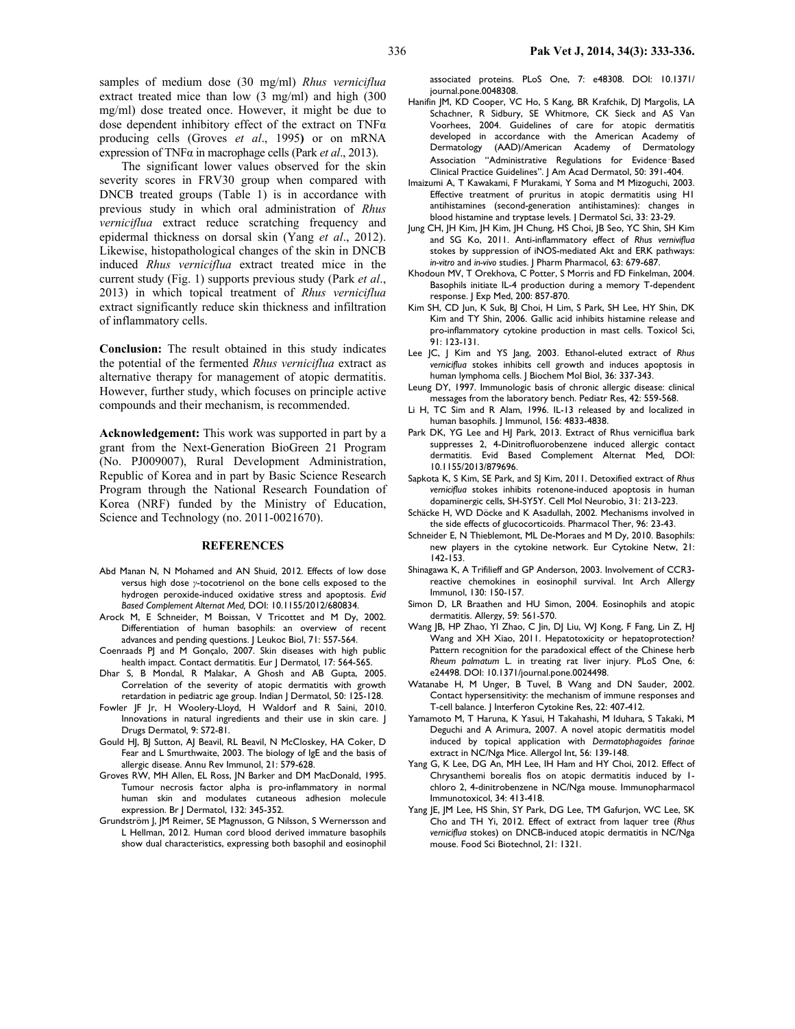samples of medium dose (30 mg/ml) *Rhus verniciflua* extract treated mice than low (3 mg/ml) and high (300 mg/ml) dose treated once. However, it might be due to dose dependent inhibitory effect of the extract on TNFα producing cells (Groves *et al*., 1995**)** or on mRNA expression of TNFα in macrophage cells (Park *et al*., 2013).

The significant lower values observed for the skin severity scores in FRV30 group when compared with DNCB treated groups (Table 1) is in accordance with previous study in which oral administration of *Rhus verniciflua* extract reduce scratching frequency and epidermal thickness on dorsal skin (Yang *et al*., 2012). Likewise, histopathological changes of the skin in DNCB induced *Rhus verniciflua* extract treated mice in the current study (Fig. 1) supports previous study (Park *et al*., 2013) in which topical treatment of *Rhus verniciflua* extract significantly reduce skin thickness and infiltration of inflammatory cells.

**Conclusion:** The result obtained in this study indicates the potential of the fermented *Rhus verniciflua* extract as alternative therapy for management of atopic dermatitis. However, further study, which focuses on principle active compounds and their mechanism, is recommended.

**Acknowledgement:** This work was supported in part by a grant from the Next-Generation BioGreen 21 Program (No. PJ009007), Rural Development Administration, Republic of Korea and in part by Basic Science Research Program through the National Research Foundation of Korea (NRF) funded by the Ministry of Education, Science and Technology (no. 2011-0021670).

## REFERENCES

Abd Manan N, N Mohamed and AN Shuid, 2012. Effects of low dose versus high dose γ-tocotrienol on the bone cells exposed to the hydrogen peroxide-induced oxidative stress and apoptosis. *Evid Based Complement Alternat Med,* DOI: 10.1155/2012/680834.

Arock M, E Schneider, M Boissan, V Tricottet and M Dy, 2002. Differentiation of human basophils: an overview of recent advances and pending questions. J Leukoc Biol, 71: 557-564.

Coenraads PJ and M Gonçalo, 2007. Skin diseases with high public health impact. Contact dermatitis. Eur J Dermatol, 17: 564-565.

Dhar S, B Mondal, R Malakar, A Ghosh and AB Gupta, 2005. Correlation of the severity of atopic dermatitis with growth retardation in pediatric age group. Indian J Dermatol, 50: 125-128.

Fowler JF Jr, H Woolery-Lloyd, H Waldorf and R Saini, 2010. Innovations in natural ingredients and their use in skin care. J Drugs Dermatol, 9: S72-81.

Gould HJ, BJ Sutton, AJ Beavil, RL Beavil, N McCloskey, HA Coker, D Fear and L Smurthwaite, 2003. The biology of IgE and the basis of allergic disease. Annu Rev Immunol, 21: 579-628.

Groves RW, MH Allen, EL Ross, JN Barker and DM MacDonald, 1995. Tumour necrosis factor alpha is pro-inflammatory in normal human skin and modulates cutaneous adhesion molecule expression. Br J Dermatol, 132: 345-352.

Grundström J, JM Reimer, SE Magnusson, G Nilsson, S Wernersson and L Hellman, 2012. Human cord blood derived immature basophils show dual characteristics, expressing both basophil and eosinophil associated proteins. PLoS One, 7: e48308. DOI: 10.1371/journal.pone.0048308.

Hanifin JM, KD Cooper, VC Ho, S Kang, BR Krafchik, DJ Margolis, LA Schachner, R Sidbury, SE Whitmore, CK Sieck and AS Van Voorhees, 2004. Guidelines of care for atopic dermatitis developed in accordance with the American Academy of Dermatology (AAD)/American Academy of Dermatology Association "Administrative Regulations for Evidence-Based Clinical Practice Guidelines". J Am Acad Dermatol, 50: 391-404.

Imaizumi A, T Kawakami, F Murakami, Y Soma and M Mizoguchi, 2003. Effective treatment of pruritus in atopic dermatitis using H1 antihistamines (second-generation antihistamines): changes in blood histamine and tryptase levels. J Dermatol Sci, 33: 23-29.

Jung CH, JH Kim, JH Kim, JH Chung, HS Choi, JB Seo, YC Shin, SH Kim and SG Ko, 2011. Anti-inflammatory effect of *Rhus verniviflua* stokes by suppression of iNOS-mediated Akt and ERK pathways: *in-vitro* and *in-vivo* studies. J Pharm Pharmacol, 63: 679-687.

Khodoun MV, T Orekhova, C Potter, S Morris and FD Finkelman, 2004. Basophils initiate IL-4 production during a memory T-dependent response. J Exp Med, 200: 857-870.

Kim SH, CD Jun, K Suk, BJ Choi, H Lim, S Park, SH Lee, HY Shin, DK Kim and TY Shin, 2006. Gallic acid inhibits histamine release and pro-inflammatory cytokine production in mast cells. Toxicol Sci, 91: 123-131.

Lee JC, J Kim and YS Jang, 2003. Ethanol-eluted extract of *Rhus verniciflua* stokes inhibits cell growth and induces apoptosis in human lymphoma cells. J Biochem Mol Biol, 36: 337-343.

Leung DY, 1997. Immunologic basis of chronic allergic disease: clinical messages from the laboratory bench. Pediatr Res, 42: 559-568.

Li H, TC Sim and R Alam, 1996. IL-13 released by and localized in human basophils. J Immunol, 156: 4833-4838.

Park DK, YG Lee and HJ Park, 2013. Extract of Rhus verniciflua bark suppresses 2, 4-Dinitrofluorobenzene induced allergic contact dermatitis. Evid Based Complement Alternat Med, DOI: 10.1155/2013/879696.

Sapkota K, S Kim, SE Park, and SJ Kim, 2011. Detoxified extract of *Rhus verniciflua* stokes inhibits rotenone-induced apoptosis in human dopaminergic cells, SH-SY5Y. Cell Mol Neurobio, 31: 213-223.

Schäcke H, WD Döcke and K Asadullah, 2002. Mechanisms involved in the side effects of glucocorticoids. Pharmacol Ther, 96: 23-43.

Schneider E, N Thieblemont, ML De-Moraes and M Dy, 2010. Basophils: new players in the cytokine network. Eur Cytokine Netw, 21: 142-153.

Shinagawa K, A Trifilieff and GP Anderson, 2003. Involvement of CCR3-reactive chemokines in eosinophil survival. Int Arch Allergy Immunol, 130: 150-157.

Simon D, LR Braathen and HU Simon, 2004. Eosinophils and atopic dermatitis. Allergy, 59: 561-570.

Wang JB, HP Zhao, YL Zhao, C Jin, DJ Liu, WJ Kong, F Fang, Lin Z, HJ Wang and XH Xiao, 2011. Hepatotoxicity or hepatoprotection? Pattern recognition for the paradoxical effect of the Chinese herb *Rheum palmatum* L. in treating rat liver injury. PLoS One, 6: e24498. DOI: 10.1371/journal.pone.0024498.

Watanabe H, M Unger, B Tuvel, B Wang and DN Sauder, 2002. Contact hypersensitivity: the mechanism of immune responses and T-cell balance. J Interferon Cytokine Res, 22: 407-412.

Yamamoto M, T Haruna, K Yasui, H Takahashi, M Iduhara, S Takaki, M Deguchi and A Arimura, 2007. A novel atopic dermatitis model induced by topical application with *Dermatophagoides farinae* extract in NC/Nga Mice. Allergol Int, 56: 139-148.

Yang G, K Lee, DG An, MH Lee, IH Ham and HY Choi, 2012. Effect of Chrysanthemi borealis flos on atopic dermatitis induced by 1-chloro 2, 4-dinitrobenzene in NC/Nga mouse. Immunopharmacol Immunotoxicol, 34: 413-418.

Yang JE, JM Lee, HS Shin, SY Park, DG Lee, TM Gafurjon, WC Lee, SK Cho and TH Yi, 2012. Effect of extract from laquer tree (*Rhus verniciflua* stokes) on DNCB-induced atopic dermatitis in NC/Nga mouse. Food Sci Biotechnol, 21: 1321.